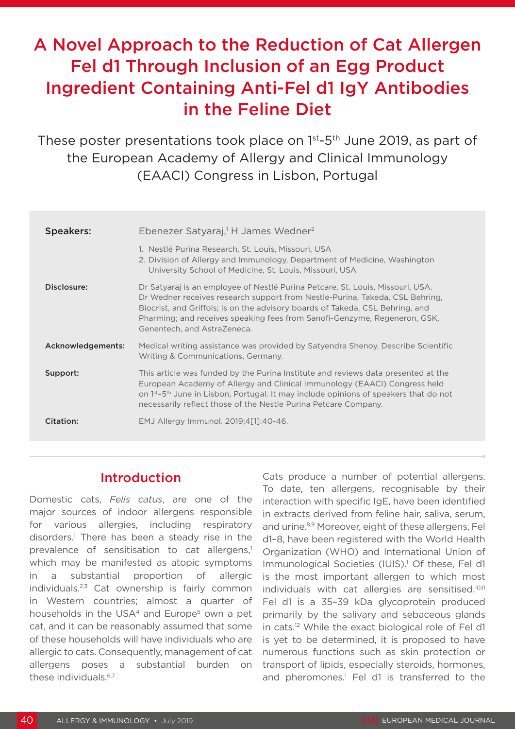# A Novel Approach to the Reduction of Cat Allergen Fel d1 Through Inclusion of an Egg Product Ingredient Containing Anti-Fel d1 IgY Antibodies in the Feline Diet

These poster presentations took place on 1st-5th June 2019, as part of the European Academy of Allergy and Clinical Immunology (EAACI) Congress in Lisbon, Portugal

| | |
|---|---|
| **Speakers:** | Ebenezer Satyaraj,[1] H James Wedner[2]<br>1. Nestlé Purina Research, St. Louis, Missouri, USA<br>2. Division of Allergy and Immunology, Department of Medicine, Washington University School of Medicine, St. Louis, Missouri, USA |
| **Disclosure:** | Dr Satyaraj is an employee of Nestlé Purina Petcare, St. Louis, Missouri, USA. Dr Wedner receives research support from Nestle-Purina, Takeda, CSL Behring, Biocrist, and Griffols; is on the advisory boards of Takeda, CSL Behring, and Pharming; and receives speaking fees from Sanofi-Genzyme, Regeneron, GSK, Genentech, and AstraZeneca. |
| **Acknowledgements:** | Medical writing assistance was provided by Satyendra Shenoy, Describe Scientific Writing & Communications, Germany. |
| **Support:** | This article was funded by the Purina Institute and reviews data presented at the European Academy of Allergy and Clinical Immunology (EAACI) Congress held on 1st–5th June in Lisbon, Portugal. It may include opinions of speakers that do not necessarily reflect those of the Nestle Purina Petcare Company. |
| **Citation:** | EMJ Allergy Immunol. 2019;4[1]:40-46. |

## Introduction

Domestic cats, *Felis catus*, are one of the major sources of indoor allergens responsible for various allergies, including respiratory disorders.[1] There has been a steady rise in the prevalence of sensitisation to cat allergens,[1] which may be manifested as atopic symptoms in a substantial proportion of allergic individuals.[2,3] Cat ownership is fairly common in Western countries; almost a quarter of households in the USA[4] and Europe[5] own a pet cat, and it can be reasonably assumed that some of these households will have individuals who are allergic to cats. Consequently, management of cat allergens poses a substantial burden on these individuals.[6,7]

Cats produce a number of potential allergens. To date, ten allergens, recognisable by their interaction with specific IgE, have been identified in extracts derived from feline hair, saliva, serum, and urine.[8,9] Moreover, eight of these allergens, Fel d1–8, have been registered with the World Health Organization (WHO) and International Union of Immunological Societies (IUIS).[1] Of these, Fel d1 is the most important allergen to which most individuals with cat allergies are sensitised.[10,11] Fel d1 is a 35–39 kDa glycoprotein produced primarily by the salivary and sebaceous glands in cats.[12] While the exact biological role of Fel d1 is yet to be determined, it is proposed to have numerous functions such as skin protection or transport of lipids, especially steroids, hormones, and pheromones.[1] Fel d1 is transferred to the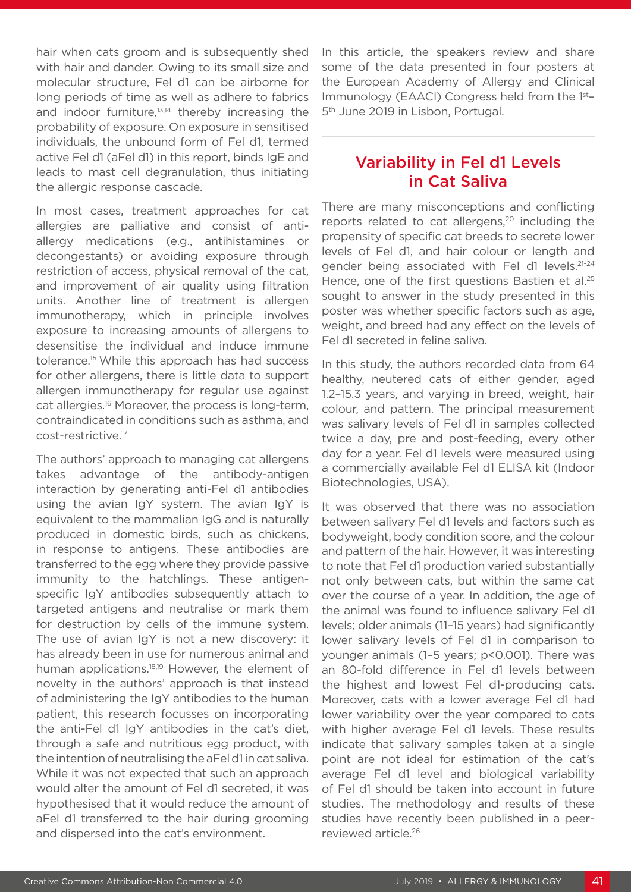hair when cats groom and is subsequently shed with hair and dander. Owing to its small size and molecular structure, Fel d1 can be airborne for long periods of time as well as adhere to fabrics and indoor furniture,[13,14] thereby increasing the probability of exposure. On exposure in sensitised individuals, the unbound form of Fel d1, termed active Fel d1 (aFel d1) in this report, binds IgE and leads to mast cell degranulation, thus initiating the allergic response cascade.

In most cases, treatment approaches for cat allergies are palliative and consist of anti-allergy medications (e.g., antihistamines or decongestants) or avoiding exposure through restriction of access, physical removal of the cat, and improvement of air quality using filtration units. Another line of treatment is allergen immunotherapy, which in principle involves exposure to increasing amounts of allergens to desensitise the individual and induce immune tolerance.[15] While this approach has had success for other allergens, there is little data to support allergen immunotherapy for regular use against cat allergies.[16] Moreover, the process is long-term, contraindicated in conditions such as asthma, and cost-restrictive.[17]

The authors' approach to managing cat allergens takes advantage of the antibody-antigen interaction by generating anti-Fel d1 antibodies using the avian IgY system. The avian IgY is equivalent to the mammalian IgG and is naturally produced in domestic birds, such as chickens, in response to antigens. These antibodies are transferred to the egg where they provide passive immunity to the hatchlings. These antigen-specific IgY antibodies subsequently attach to targeted antigens and neutralise or mark them for destruction by cells of the immune system. The use of avian IgY is not a new discovery: it has already been in use for numerous animal and human applications.[18,19] However, the element of novelty in the authors' approach is that instead of administering the IgY antibodies to the human patient, this research focusses on incorporating the anti-Fel d1 IgY antibodies in the cat's diet, through a safe and nutritious egg product, with the intention of neutralising the aFel d1 in cat saliva. While it was not expected that such an approach would alter the amount of Fel d1 secreted, it was hypothesised that it would reduce the amount of aFel d1 transferred to the hair during grooming and dispersed into the cat's environment.

In this article, the speakers review and share some of the data presented in four posters at the European Academy of Allergy and Clinical Immunology (EAACI) Congress held from the 1st–5th June 2019 in Lisbon, Portugal.

## Variability in Fel d1 Levels in Cat Saliva

There are many misconceptions and conflicting reports related to cat allergens,[20] including the propensity of specific cat breeds to secrete lower levels of Fel d1, and hair colour or length and gender being associated with Fel d1 levels.[21-24] Hence, one of the first questions Bastien et al.[25] sought to answer in the study presented in this poster was whether specific factors such as age, weight, and breed had any effect on the levels of Fel d1 secreted in feline saliva.

In this study, the authors recorded data from 64 healthy, neutered cats of either gender, aged 1.2–15.3 years, and varying in breed, weight, hair colour, and pattern. The principal measurement was salivary levels of Fel d1 in samples collected twice a day, pre and post-feeding, every other day for a year. Fel d1 levels were measured using a commercially available Fel d1 ELISA kit (Indoor Biotechnologies, USA).

It was observed that there was no association between salivary Fel d1 levels and factors such as bodyweight, body condition score, and the colour and pattern of the hair. However, it was interesting to note that Fel d1 production varied substantially not only between cats, but within the same cat over the course of a year. In addition, the age of the animal was found to influence salivary Fel d1 levels; older animals (11–15 years) had significantly lower salivary levels of Fel d1 in comparison to younger animals (1–5 years; $p<0.001$). There was an 80-fold difference in Fel d1 levels between the highest and lowest Fel d1-producing cats. Moreover, cats with a lower average Fel d1 had lower variability over the year compared to cats with higher average Fel d1 levels. These results indicate that salivary samples taken at a single point are not ideal for estimation of the cat's average Fel d1 level and biological variability of Fel d1 should be taken into account in future studies. The methodology and results of these studies have recently been published in a peer-reviewed article.[26]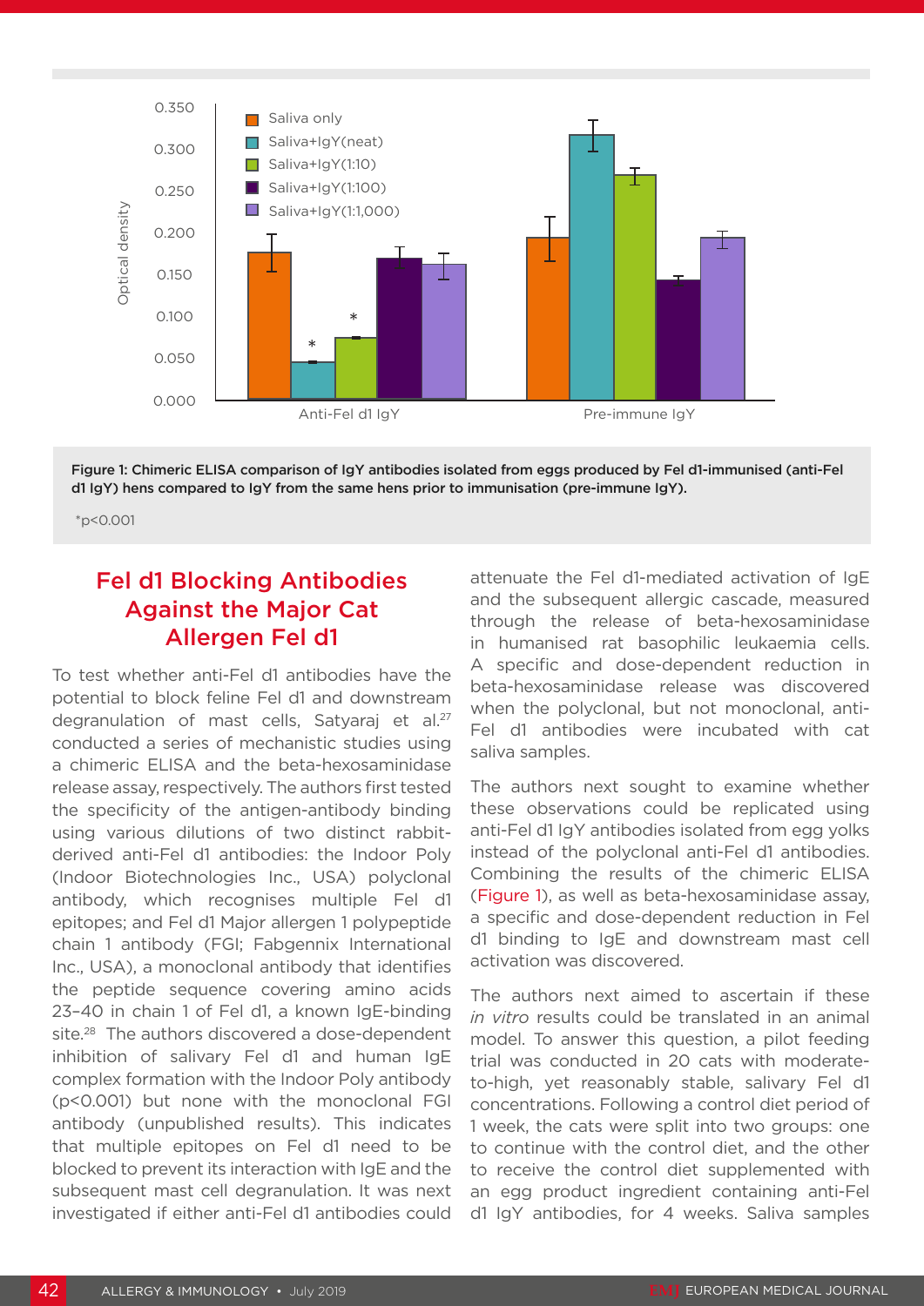Figure 1: Chimeric ELISA comparison of IgY antibodies isolated from eggs produced by Fel d1-immunised (anti-Fel d1 IgY) hens compared to IgY from the same hens prior to immunisation (pre-immune IgY).

*p<0.001

## Fel d1 Blocking Antibodies Against the Major Cat Allergen Fel d1

To test whether anti-Fel d1 antibodies have the potential to block feline Fel d1 and downstream degranulation of mast cells, Satyaraj et al.[27] conducted a series of mechanistic studies using a chimeric ELISA and the beta-hexosaminidase release assay, respectively. The authors first tested the specificity of the antigen-antibody binding using various dilutions of two distinct rabbit-derived anti-Fel d1 antibodies: the Indoor Poly (Indoor Biotechnologies Inc., USA) polyclonal antibody, which recognises multiple Fel d1 epitopes; and Fel d1 Major allergen 1 polypeptide chain 1 antibody (FGI; Fabgennix International Inc., USA), a monoclonal antibody that identifies the peptide sequence covering amino acids 23–40 in chain 1 of Fel d1, a known IgE-binding site.[28] The authors discovered a dose-dependent inhibition of salivary Fel d1 and human IgE complex formation with the Indoor Poly antibody ($p<0.001$) but none with the monoclonal FGI antibody (unpublished results). This indicates that multiple epitopes on Fel d1 need to be blocked to prevent its interaction with IgE and the subsequent mast cell degranulation. It was next investigated if either anti-Fel d1 antibodies could attenuate the Fel d1-mediated activation of IgE and the subsequent allergic cascade, measured through the release of beta-hexosaminidase in humanised rat basophilic leukaemia cells. A specific and dose-dependent reduction in beta-hexosaminidase release was discovered when the polyclonal, but not monoclonal, anti-Fel d1 antibodies were incubated with cat saliva samples.

The authors next sought to examine whether these observations could be replicated using anti-Fel d1 IgY antibodies isolated from egg yolks instead of the polyclonal anti-Fel d1 antibodies. Combining the results of the chimeric ELISA (Figure 1), as well as beta-hexosaminidase assay, a specific and dose-dependent reduction in Fel d1 binding to IgE and downstream mast cell activation was discovered.

The authors next aimed to ascertain if these *in vitro* results could be translated in an animal model. To answer this question, a pilot feeding trial was conducted in 20 cats with moderate-to-high, yet reasonably stable, salivary Fel d1 concentrations. Following a control diet period of 1 week, the cats were split into two groups: one to continue with the control diet, and the other to receive the control diet supplemented with an egg product ingredient containing anti-Fel d1 IgY antibodies, for 4 weeks. Saliva samples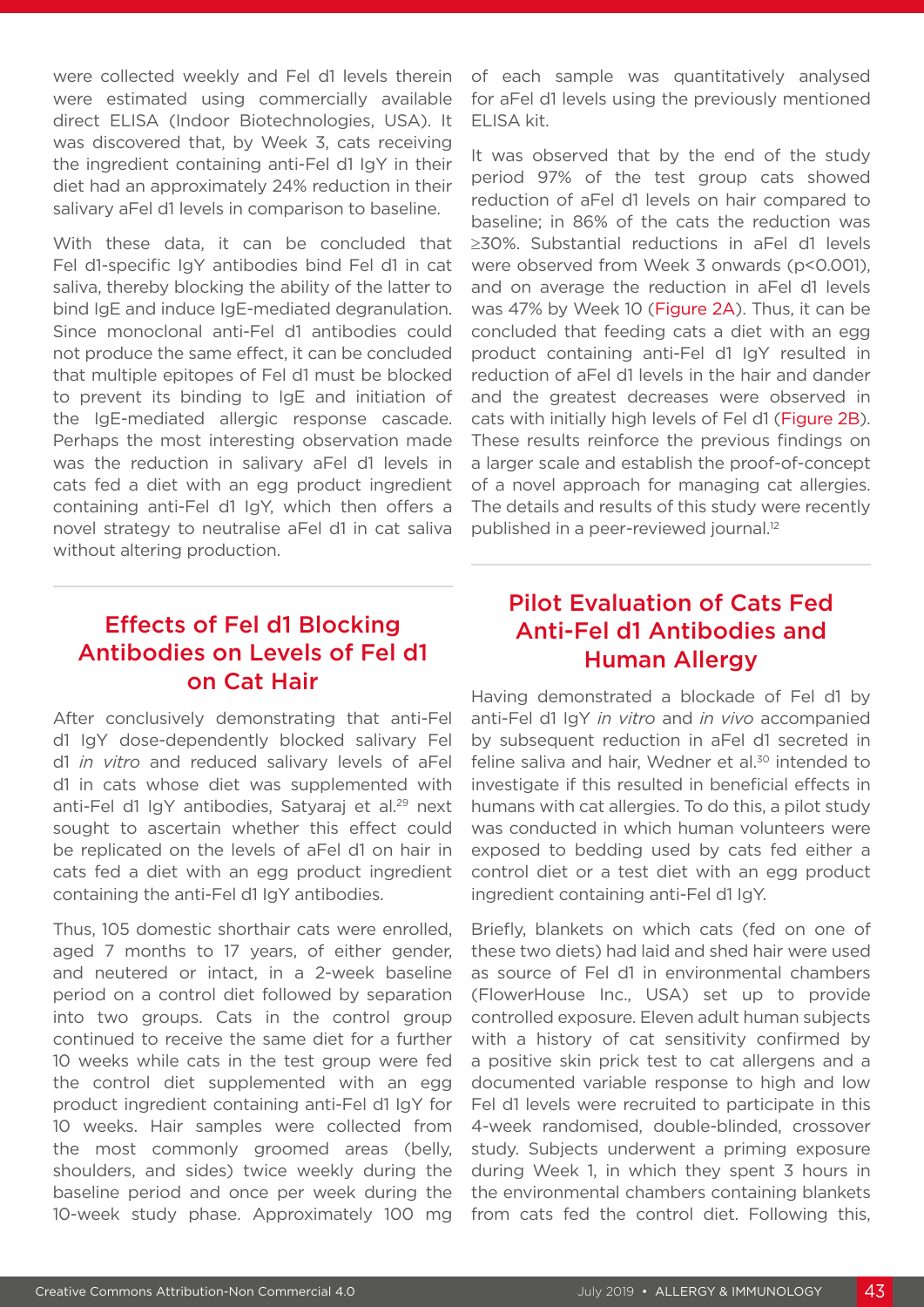were collected weekly and Fel d1 levels therein were estimated using commercially available direct ELISA (Indoor Biotechnologies, USA). It was discovered that, by Week 3, cats receiving the ingredient containing anti-Fel d1 IgY in their diet had an approximately 24% reduction in their salivary aFel d1 levels in comparison to baseline.

With these data, it can be concluded that Fel d1-specific IgY antibodies bind Fel d1 in cat saliva, thereby blocking the ability of the latter to bind IgE and induce IgE-mediated degranulation. Since monoclonal anti-Fel d1 antibodies could not produce the same effect, it can be concluded that multiple epitopes of Fel d1 must be blocked to prevent its binding to IgE and initiation of the IgE-mediated allergic response cascade. Perhaps the most interesting observation made was the reduction in salivary aFel d1 levels in cats fed a diet with an egg product ingredient containing anti-Fel d1 IgY, which then offers a novel strategy to neutralise aFel d1 in cat saliva without altering production.

## Effects of Fel d1 Blocking Antibodies on Levels of Fel d1 on Cat Hair

After conclusively demonstrating that anti-Fel d1 IgY dose-dependently blocked salivary Fel d1 *in vitro* and reduced salivary levels of aFel d1 in cats whose diet was supplemented with anti-Fel d1 IgY antibodies, Satyaraj et al.[29] next sought to ascertain whether this effect could be replicated on the levels of aFel d1 on hair in cats fed a diet with an egg product ingredient containing the anti-Fel d1 IgY antibodies.

Thus, 105 domestic shorthair cats were enrolled, aged 7 months to 17 years, of either gender, and neutered or intact, in a 2-week baseline period on a control diet followed by separation into two groups. Cats in the control group continued to receive the same diet for a further 10 weeks while cats in the test group were fed the control diet supplemented with an egg product ingredient containing anti-Fel d1 IgY for 10 weeks. Hair samples were collected from the most commonly groomed areas (belly, shoulders, and sides) twice weekly during the baseline period and once per week during the 10-week study phase. Approximately 100 mg of each sample was quantitatively analysed for aFel d1 levels using the previously mentioned ELISA kit.

It was observed that by the end of the study period 97% of the test group cats showed reduction of aFel d1 levels on hair compared to baseline; in 86% of the cats the reduction was ≥30%. Substantial reductions in aFel d1 levels were observed from Week 3 onwards ($p<0.001$), and on average the reduction in aFel d1 levels was 47% by Week 10 (Figure 2A). Thus, it can be concluded that feeding cats a diet with an egg product containing anti-Fel d1 IgY resulted in reduction of aFel d1 levels in the hair and dander and the greatest decreases were observed in cats with initially high levels of Fel d1 (Figure 2B). These results reinforce the previous findings on a larger scale and establish the proof-of-concept of a novel approach for managing cat allergies. The details and results of this study were recently published in a peer-reviewed journal.[12]

## Pilot Evaluation of Cats Fed Anti-Fel d1 Antibodies and Human Allergy

Having demonstrated a blockade of Fel d1 by anti-Fel d1 IgY *in vitro* and *in vivo* accompanied by subsequent reduction in aFel d1 secreted in feline saliva and hair, Wedner et al.[30] intended to investigate if this resulted in beneficial effects in humans with cat allergies. To do this, a pilot study was conducted in which human volunteers were exposed to bedding used by cats fed either a control diet or a test diet with an egg product ingredient containing anti-Fel d1 IgY.

Briefly, blankets on which cats (fed on one of these two diets) had laid and shed hair were used as source of Fel d1 in environmental chambers (FlowerHouse Inc., USA) set up to provide controlled exposure. Eleven adult human subjects with a history of cat sensitivity confirmed by a positive skin prick test to cat allergens and a documented variable response to high and low Fel d1 levels were recruited to participate in this 4-week randomised, double-blinded, crossover study. Subjects underwent a priming exposure during Week 1, in which they spent 3 hours in the environmental chambers containing blankets from cats fed the control diet. Following this,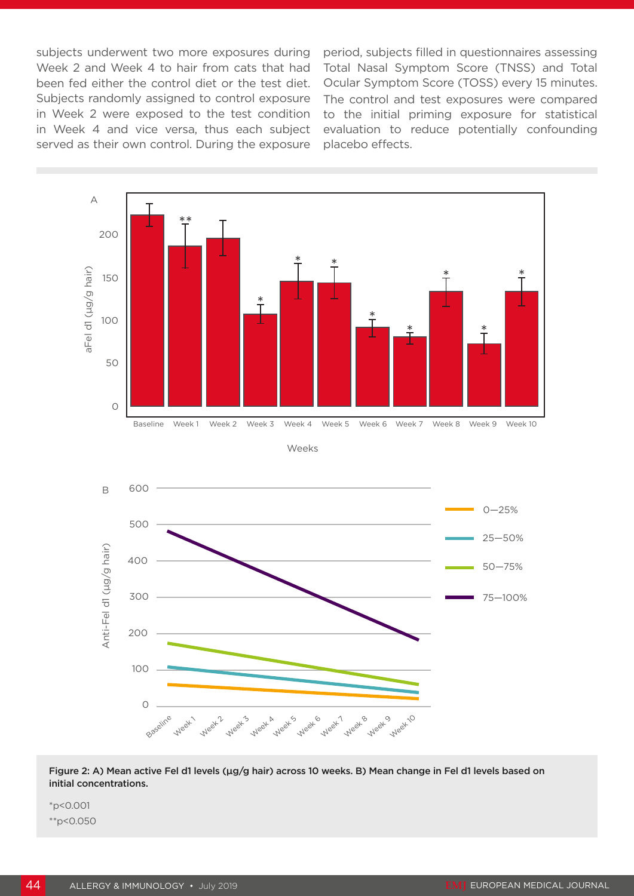subjects underwent two more exposures during Week 2 and Week 4 to hair from cats that had been fed either the control diet or the test diet. Subjects randomly assigned to control exposure in Week 2 were exposed to the test condition in Week 4 and vice versa, thus each subject served as their own control. During the exposure period, subjects filled in questionnaires assessing Total Nasal Symptom Score (TNSS) and Total Ocular Symptom Score (TOSS) every 15 minutes. The control and test exposures were compared to the initial priming exposure for statistical evaluation to reduce potentially confounding placebo effects.

**Figure 2: A) Mean active Fel d1 levels (µg/g hair) across 10 weeks. B) Mean change in Fel d1 levels based on initial concentrations.**

*p<0.001

**p<0.050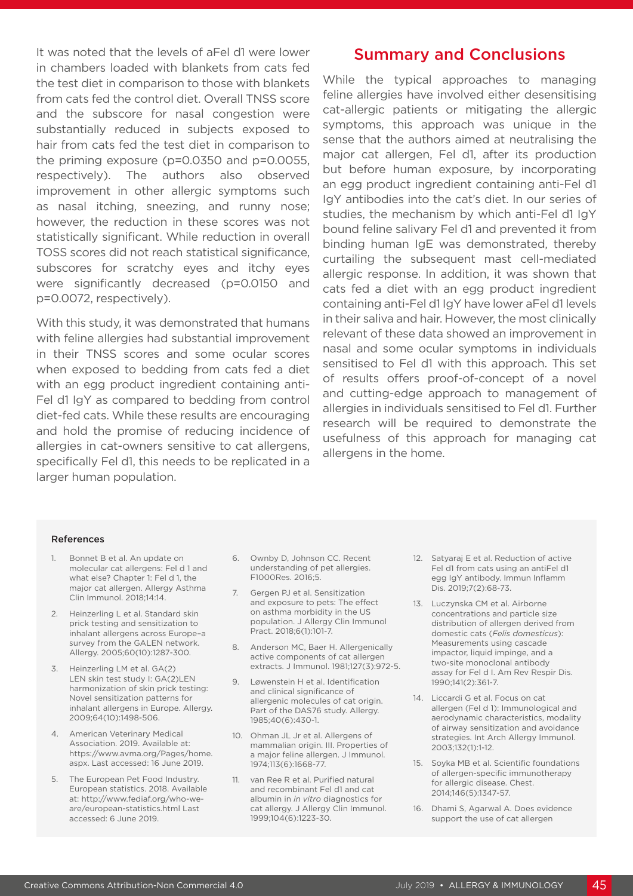It was noted that the levels of aFel d1 were lower in chambers loaded with blankets from cats fed the test diet in comparison to those with blankets from cats fed the control diet. Overall TNSS score and the subscore for nasal congestion were substantially reduced in subjects exposed to hair from cats fed the test diet in comparison to the priming exposure ($p=0.0350$ and $p=0.0055$, respectively). The authors also observed improvement in other allergic symptoms such as nasal itching, sneezing, and runny nose; however, the reduction in these scores was not statistically significant. While reduction in overall TOSS scores did not reach statistical significance, subscores for scratchy eyes and itchy eyes were significantly decreased ($p=0.0150$ and $p=0.0072$, respectively).

With this study, it was demonstrated that humans with feline allergies had substantial improvement in their TNSS scores and some ocular scores when exposed to bedding from cats fed a diet with an egg product ingredient containing anti-Fel d1 IgY as compared to bedding from control diet-fed cats. While these results are encouraging and hold the promise of reducing incidence of allergies in cat-owners sensitive to cat allergens, specifically Fel d1, this needs to be replicated in a larger human population.

## Summary and Conclusions

While the typical approaches to managing feline allergies have involved either desensitising cat-allergic patients or mitigating the allergic symptoms, this approach was unique in the sense that the authors aimed at neutralising the major cat allergen, Fel d1, after its production but before human exposure, by incorporating an egg product ingredient containing anti-Fel d1 IgY antibodies into the cat's diet. In our series of studies, the mechanism by which anti-Fel d1 IgY bound feline salivary Fel d1 and prevented it from binding human IgE was demonstrated, thereby curtailing the subsequent mast cell-mediated allergic response. In addition, it was shown that cats fed a diet with an egg product ingredient containing anti-Fel d1 IgY have lower aFel d1 levels in their saliva and hair. However, the most clinically relevant of these data showed an improvement in nasal and some ocular symptoms in individuals sensitised to Fel d1 with this approach. This set of results offers proof-of-concept of a novel and cutting-edge approach to management of allergies in individuals sensitised to Fel d1. Further research will be required to demonstrate the usefulness of this approach for managing cat allergens in the home.

### References

1. Bonnet B et al. An update on molecular cat allergens: Fel d 1 and what else? Chapter 1: Fel d 1, the major cat allergen. Allergy Asthma Clin Immunol. 2018;14:14.
2. Heinzerling L et al. Standard skin prick testing and sensitization to inhalant allergens across Europe–a survey from the GALEN network. Allergy. 2005;60(10):1287-300.
3. Heinzerling LM et al. GA(2)LEN skin test study I: GA(2)LEN harmonization of skin prick testing: Novel sensitization patterns for inhalant allergens in Europe. Allergy. 2009;64(10):1498-506.
4. American Veterinary Medical Association. 2019. Available at: https://www.avma.org/Pages/home.aspx. Last accessed: 16 June 2019.
5. The European Pet Food Industry. European statistics. 2018. Available at: http://www.fediaf.org/who-we-are/european-statistics.html Last accessed: 6 June 2019.
6. Ownby D, Johnson CC. Recent understanding of pet allergies. F1000Res. 2016;5.
7. Gergen PJ et al. Sensitization and exposure to pets: The effect on asthma morbidity in the US population. J Allergy Clin Immunol Pract. 2018;6(1):101-7.
8. Anderson MC, Baer H. Allergenically active components of cat allergen extracts. J Immunol. 1981;127(3):972-5.
9. Løwenstein H et al. Identification and clinical significance of allergenic molecules of cat origin. Part of the DAS76 study. Allergy. 1985;40(6):430-1.
10. Ohman JL Jr et al. Allergens of mammalian origin. III. Properties of a major feline allergen. J Immunol. 1974;113(6):1668-77.
11. van Ree R et al. Purified natural and recombinant Fel d1 and cat albumin in *in vitro* diagnostics for cat allergy. J Allergy Clin Immunol. 1999;104(6):1223-30.
12. Satyaraj E et al. Reduction of active Fel d1 from cats using an antiFel d1 egg IgY antibody. Immun Inflamm Dis. 2019;7(2):68-73.
13. Luczynska CM et al. Airborne concentrations and particle size distribution of allergen derived from domestic cats (*Felis domesticus*): Measurements using cascade impactor, liquid impinge, and a two-site monoclonal antibody assay for Fel d I. Am Rev Respir Dis. 1990;141(2):361-7.
14. Liccardi G et al. Focus on cat allergen (Fel d 1): Immunological and aerodynamic characteristics, modality of airway sensitization and avoidance strategies. Int Arch Allergy Immunol. 2003;132(1):1-12.
15. Soyka MB et al. Scientific foundations of allergen-specific immunotherapy for allergic disease. Chest. 2014;146(5):1347-57.
16. Dhami S, Agarwal A. Does evidence support the use of cat allergen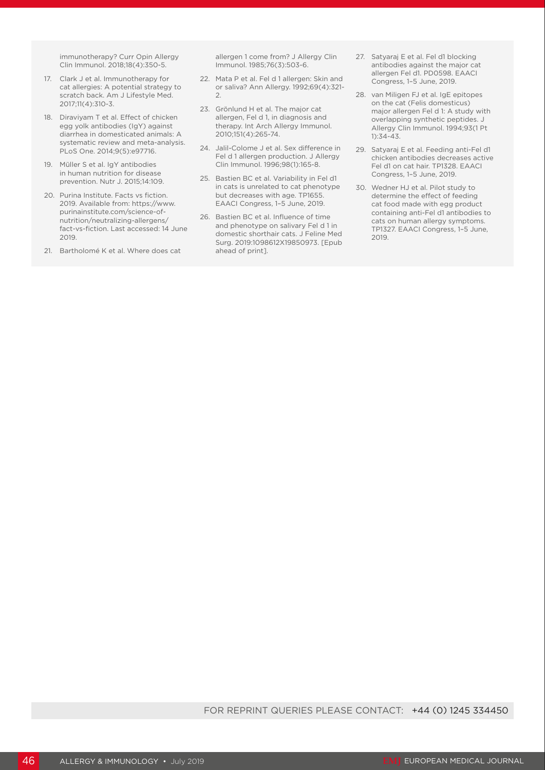immunotherapy? Curr Opin Allergy Clin Immunol. 2018;18(4):350-5.

17. Clark J et al. Immunotherapy for cat allergies: A potential strategy to scratch back. Am J Lifestyle Med. 2017;11(4):310-3.
18. Diraviyam T et al. Effect of chicken egg yolk antibodies (IgY) against diarrhea in domesticated animals: A systematic review and meta-analysis. PLoS One. 2014;9(5):e97716.
19. Müller S et al. IgY antibodies in human nutrition for disease prevention. Nutr J. 2015;14:109.
20. Purina Institute. Facts vs fiction. 2019. Available from: https://www.purinainstitute.com/science-of-nutrition/neutralizing-allergens/fact-vs-fiction. Last accessed: 14 June 2019.
21. Bartholomé K et al. Where does cat allergen 1 come from? J Allergy Clin Immunol. 1985;76(3):503-6.
22. Mata P et al. Fel d 1 allergen: Skin and or saliva? Ann Allergy. 1992;69(4):321-2.
23. Grönlund H et al. The major cat allergen, Fel d 1, in diagnosis and therapy. Int Arch Allergy Immunol. 2010;151(4):265-74.
24. Jalil-Colome J et al. Sex difference in Fel d 1 allergen production. J Allergy Clin Immunol. 1996;98(1):165-8.
25. Bastien BC et al. Variability in Fel d1 in cats is unrelated to cat phenotype but decreases with age. TP1655. EAACI Congress, 1–5 June, 2019.
26. Bastien BC et al. Influence of time and phenotype on salivary Fel d 1 in domestic shorthair cats. J Feline Med Surg. 2019:1098612X19850973. [Epub ahead of print].
27. Satyaraj E et al. Fel d1 blocking antibodies against the major cat allergen Fel d1. PD0598. EAACI Congress, 1–5 June, 2019.
28. van Miligen FJ et al. IgE epitopes on the cat (Felis domesticus) major allergen Fel d 1: A study with overlapping synthetic peptides. J Allergy Clin Immunol. 1994;93(1 Pt 1):34-43.
29. Satyaraj E et al. Feeding anti-Fel d1 chicken antibodies decreases active Fel d1 on cat hair. TP1328. EAACI Congress, 1–5 June, 2019.
30. Wedner HJ et al. Pilot study to determine the effect of feeding cat food made with egg product containing anti-Fel d1 antibodies to cats on human allergy symptoms. TP1327. EAACI Congress, 1–5 June, 2019.

FOR REPRINT QUERIES PLEASE CONTACT: +44 (0) 1245 334450